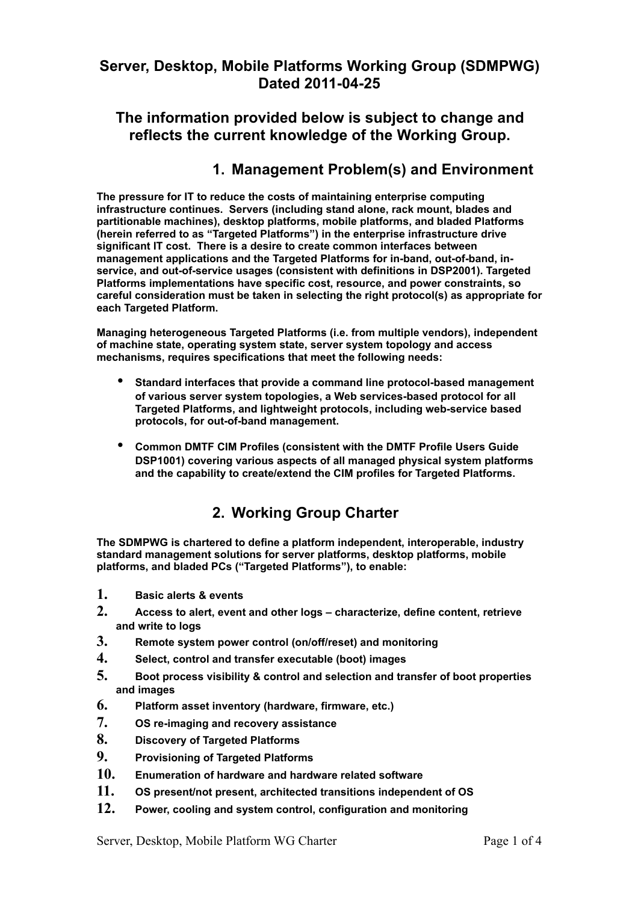# Server, Desktop, Mobile Platforms Working Group (SDMPWG) Dated 2011-04-25

## The information provided below is subject to change and reflects the current knowledge of the Working Group.

## 1. Management Problem(s) and Environment

**The pressure for IT to reduce the costs of maintaining enterprise computing infrastructure continues. Servers (including stand alone, rack mount, blades and partitionable machines), desktop platforms, mobile platforms, and bladed Platforms (herein referred to as "Targeted Platforms") in the enterprise infrastructure drive significant IT cost. There is a desire to create common interfaces between management applications and the Targeted Platforms for in-band, out-of-band, in-service, and out-of-service usages (consistent with definitions in DSP2001). Targeted Platforms implementations have specific cost, resource, and power constraints, so careful consideration must be taken in selecting the right protocol(s) as appropriate for each Targeted Platform.**

**Managing heterogeneous Targeted Platforms (i.e. from multiple vendors), independent of machine state, operating system state, server system topology and access mechanisms, requires specifications that meet the following needs:**

- **Standard interfaces that provide a command line protocol-based management of various server system topologies, a Web services-based protocol for all Targeted Platforms, and lightweight protocols, including web-service based protocols, for out-of-band management.**
- **Common DMTF CIM Profiles (consistent with the DMTF Profile Users Guide DSP1001) covering various aspects of all managed physical system platforms and the capability to create/extend the CIM profiles for Targeted Platforms.**

## 2. Working Group Charter

**The SDMPWG is chartered to define a platform independent, interoperable, industry standard management solutions for server platforms, desktop platforms, mobile platforms, and bladed PCs ("Targeted Platforms"), to enable:**

1. **Basic alerts & events**
2. **Access to alert, event and other logs – characterize, define content, retrieve and write to logs**
3. **Remote system power control (on/off/reset) and monitoring**
4. **Select, control and transfer executable (boot) images**
5. **Boot process visibility & control and selection and transfer of boot properties and images**
6. **Platform asset inventory (hardware, firmware, etc.)**
7. **OS re-imaging and recovery assistance**
8. **Discovery of Targeted Platforms**
9. **Provisioning of Targeted Platforms**
10. **Enumeration of hardware and hardware related software**
11. **OS present/not present, architected transitions independent of OS**
12. **Power, cooling and system control, configuration and monitoring**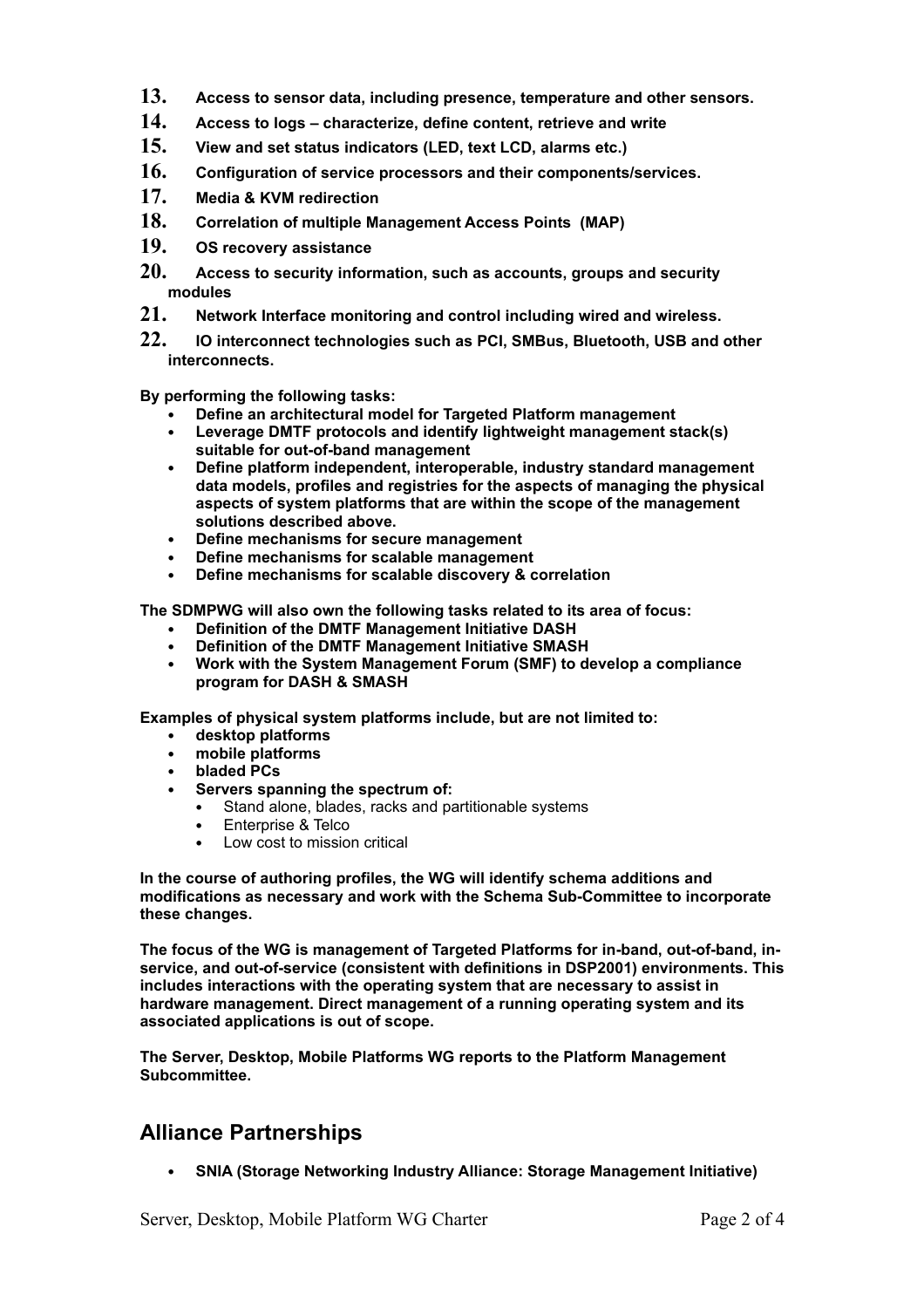13. **Access to sensor data, including presence, temperature and other sensors.**
14. **Access to logs – characterize, define content, retrieve and write**
15. **View and set status indicators (LED, text LCD, alarms etc.)**
16. **Configuration of service processors and their components/services.**
17. **Media & KVM redirection**
18. **Correlation of multiple Management Access Points (MAP)**
19. **OS recovery assistance**
20. **Access to security information, such as accounts, groups and security modules**
21. **Network Interface monitoring and control including wired and wireless.**
22. **IO interconnect technologies such as PCI, SMBus, Bluetooth, USB and other interconnects.**

**By performing the following tasks:**

- **Define an architectural model for Targeted Platform management**
- **Leverage DMTF protocols and identify lightweight management stack(s) suitable for out-of-band management**
- **Define platform independent, interoperable, industry standard management data models, profiles and registries for the aspects of managing the physical aspects of system platforms that are within the scope of the management solutions described above.**
- **Define mechanisms for secure management**
- **Define mechanisms for scalable management**
- **Define mechanisms for scalable discovery & correlation**

**The SDMPWG will also own the following tasks related to its area of focus:**

- **Definition of the DMTF Management Initiative DASH**
- **Definition of the DMTF Management Initiative SMASH**
- **Work with the System Management Forum (SMF) to develop a compliance program for DASH & SMASH**

**Examples of physical system platforms include, but are not limited to:**

- **desktop platforms**
- **mobile platforms**
- **bladed PCs**
- **Servers spanning the spectrum of:**
  - Stand alone, blades, racks and partitionable systems
  - Enterprise & Telco
  - Low cost to mission critical

**In the course of authoring profiles, the WG will identify schema additions and modifications as necessary and work with the Schema Sub-Committee to incorporate these changes.**

**The focus of the WG is management of Targeted Platforms for in-band, out-of-band, in-service, and out-of-service (consistent with definitions in DSP2001) environments. This includes interactions with the operating system that are necessary to assist in hardware management. Direct management of a running operating system and its associated applications is out of scope.**

**The Server, Desktop, Mobile Platforms WG reports to the Platform Management Subcommittee.**

## Alliance Partnerships

- **SNIA (Storage Networking Industry Alliance: Storage Management Initiative)**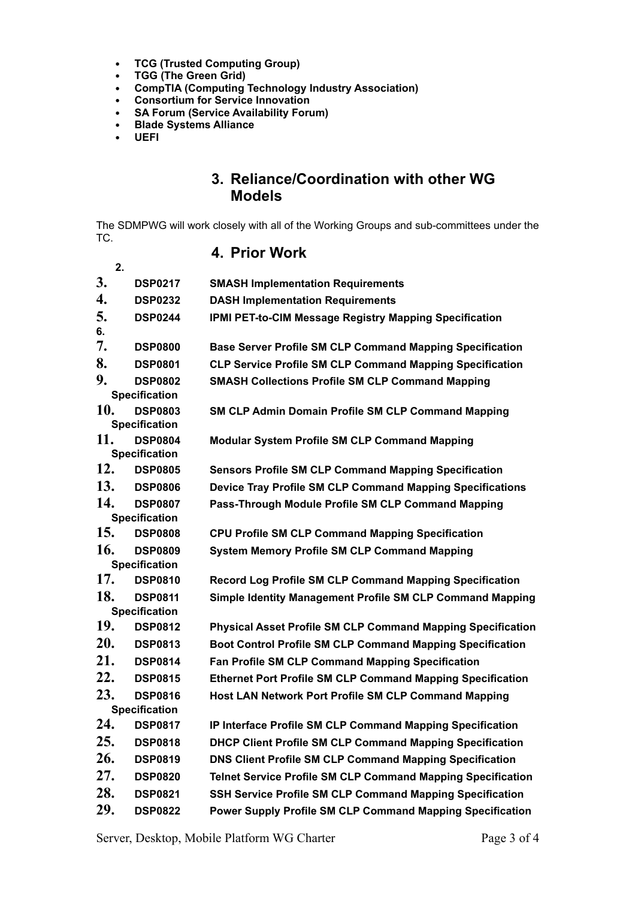- **TCG (Trusted Computing Group)**
- **TGG (The Green Grid)**
- **CompTIA (Computing Technology Industry Association)**
- **Consortium for Service Innovation**
- **SA Forum (Service Availability Forum)**
- **Blade Systems Alliance**
- **UEFI**

## 3. Reliance/Coordination with other WG Models

The SDMPWG will work closely with all of the Working Groups and sub-committees under the TC.

## 4. Prior Work

2.

3. **DSP0217 SMASH Implementation Requirements**
4. **DSP0232 DASH Implementation Requirements**
5. **DSP0244 IPMI PET-to-CIM Message Registry Mapping Specification**

6.

7. **DSP0800 Base Server Profile SM CLP Command Mapping Specification**
8. **DSP0801 CLP Service Profile SM CLP Command Mapping Specification**
9. **DSP0802 SMASH Collections Profile SM CLP Command Mapping Specification**
10. **DSP0803 SM CLP Admin Domain Profile SM CLP Command Mapping Specification**
11. **DSP0804 Modular System Profile SM CLP Command Mapping Specification**
12. **DSP0805 Sensors Profile SM CLP Command Mapping Specification**
13. **DSP0806 Device Tray Profile SM CLP Command Mapping Specifications**
14. **DSP0807 Pass-Through Module Profile SM CLP Command Mapping Specification**
15. **DSP0808 CPU Profile SM CLP Command Mapping Specification**
16. **DSP0809 System Memory Profile SM CLP Command Mapping Specification**
17. **DSP0810 Record Log Profile SM CLP Command Mapping Specification**
18. **DSP0811 Simple Identity Management Profile SM CLP Command Mapping Specification**
19. **DSP0812 Physical Asset Profile SM CLP Command Mapping Specification**
20. **DSP0813 Boot Control Profile SM CLP Command Mapping Specification**
21. **DSP0814 Fan Profile SM CLP Command Mapping Specification**
22. **DSP0815 Ethernet Port Profile SM CLP Command Mapping Specification**
23. **DSP0816 Host LAN Network Port Profile SM CLP Command Mapping Specification**
24. **DSP0817 IP Interface Profile SM CLP Command Mapping Specification**
25. **DSP0818 DHCP Client Profile SM CLP Command Mapping Specification**
26. **DSP0819 DNS Client Profile SM CLP Command Mapping Specification**
27. **DSP0820 Telnet Service Profile SM CLP Command Mapping Specification**
28. **DSP0821 SSH Service Profile SM CLP Command Mapping Specification**
29. **DSP0822 Power Supply Profile SM CLP Command Mapping Specification**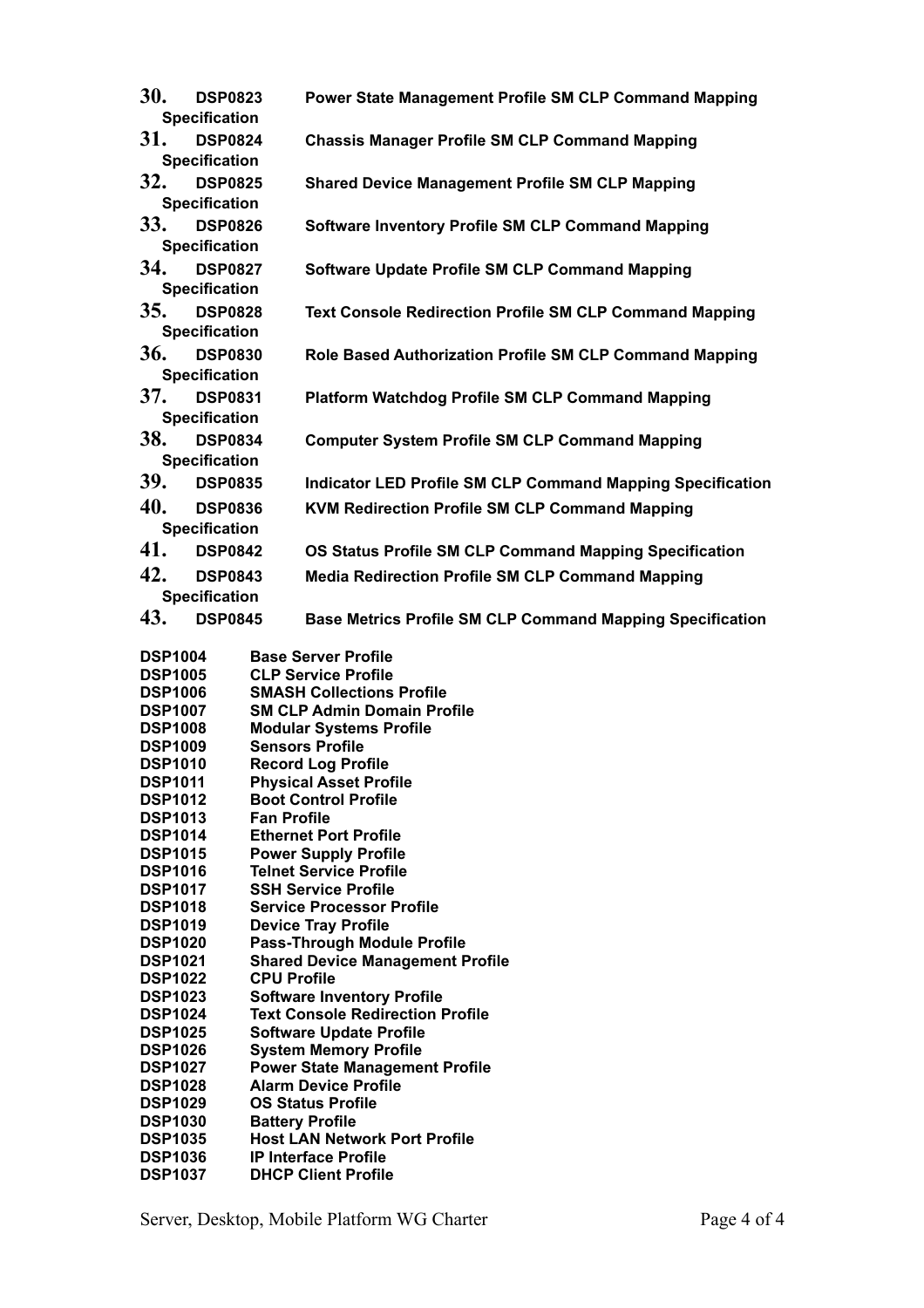30. **DSP0823 Specification** **Power State Management Profile SM CLP Command Mapping**
31. **DSP0824 Specification** **Chassis Manager Profile SM CLP Command Mapping**
32. **DSP0825 Specification** **Shared Device Management Profile SM CLP Mapping**
33. **DSP0826 Specification** **Software Inventory Profile SM CLP Command Mapping**
34. **DSP0827 Specification** **Software Update Profile SM CLP Command Mapping**
35. **DSP0828 Specification** **Text Console Redirection Profile SM CLP Command Mapping**
36. **DSP0830 Specification** **Role Based Authorization Profile SM CLP Command Mapping**
37. **DSP0831 Specification** **Platform Watchdog Profile SM CLP Command Mapping**
38. **DSP0834 Specification** **Computer System Profile SM CLP Command Mapping**
39. **DSP0835** **Indicator LED Profile SM CLP Command Mapping Specification**
40. **DSP0836 Specification** **KVM Redirection Profile SM CLP Command Mapping**
41. **DSP0842** **OS Status Profile SM CLP Command Mapping Specification**
42. **DSP0843 Specification** **Media Redirection Profile SM CLP Command Mapping**
43. **DSP0845** **Base Metrics Profile SM CLP Command Mapping Specification**

**DSP1004 Base Server Profile**
**DSP1005 CLP Service Profile**
**DSP1006 SMASH Collections Profile**
**DSP1007 SM CLP Admin Domain Profile**
**DSP1008 Modular Systems Profile**
**DSP1009 Sensors Profile**
**DSP1010 Record Log Profile**
**DSP1011 Physical Asset Profile**
**DSP1012 Boot Control Profile**
**DSP1013 Fan Profile**
**DSP1014 Ethernet Port Profile**
**DSP1015 Power Supply Profile**
**DSP1016 Telnet Service Profile**
**DSP1017 SSH Service Profile**
**DSP1018 Service Processor Profile**
**DSP1019 Device Tray Profile**
**DSP1020 Pass-Through Module Profile**
**DSP1021 Shared Device Management Profile**
**DSP1022 CPU Profile**
**DSP1023 Software Inventory Profile**
**DSP1024 Text Console Redirection Profile**
**DSP1025 Software Update Profile**
**DSP1026 System Memory Profile**
**DSP1027 Power State Management Profile**
**DSP1028 Alarm Device Profile**
**DSP1029 OS Status Profile**
**DSP1030 Battery Profile**
**DSP1035 Host LAN Network Port Profile**
**DSP1036 IP Interface Profile**
**DSP1037 DHCP Client Profile**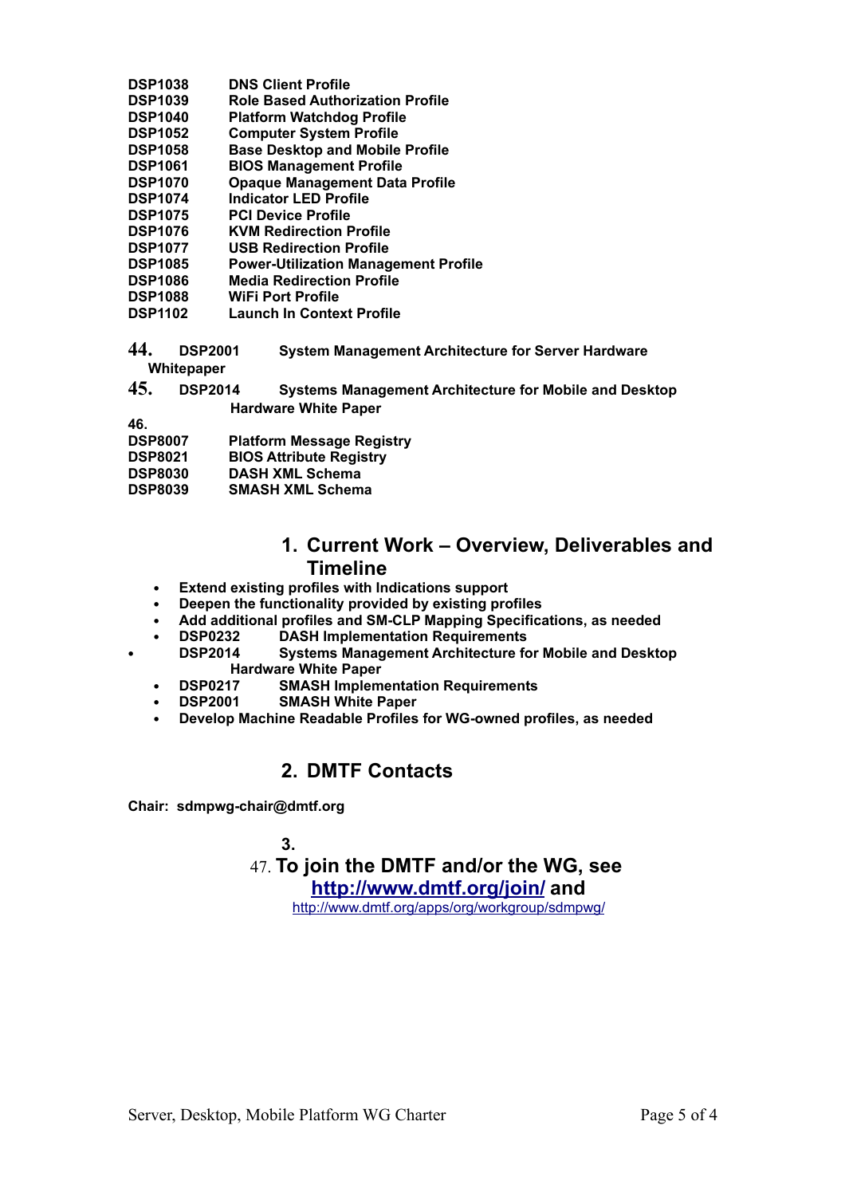**DSP1038 DNS Client Profile**
**DSP1039 Role Based Authorization Profile**
**DSP1040 Platform Watchdog Profile**
**DSP1052 Computer System Profile**
**DSP1058 Base Desktop and Mobile Profile**
**DSP1061 BIOS Management Profile**
**DSP1070 Opaque Management Data Profile**
**DSP1074 Indicator LED Profile**
**DSP1075 PCI Device Profile**
**DSP1076 KVM Redirection Profile**
**DSP1077 USB Redirection Profile**
**DSP1085 Power-Utilization Management Profile**
**DSP1086 Media Redirection Profile**
**DSP1088 WiFi Port Profile**
**DSP1102 Launch In Context Profile**

44. **DSP2001 System Management Architecture for Server Hardware Whitepaper**

45. **DSP2014 Systems Management Architecture for Mobile and Desktop Hardware White Paper**

46.

**DSP8007 Platform Message Registry**
**DSP8021 BIOS Attribute Registry**
**DSP8030 DASH XML Schema**
**DSP8039 SMASH XML Schema**

## 1. Current Work – Overview, Deliverables and Timeline

- **Extend existing profiles with Indications support**
- **Deepen the functionality provided by existing profiles**
- **Add additional profiles and SM-CLP Mapping Specifications, as needed**
- **DSP0232 DASH Implementation Requirements**
- **DSP2014 Systems Management Architecture for Mobile and Desktop Hardware White Paper**
- **DSP0217 SMASH Implementation Requirements**
- **DSP2001 SMASH White Paper**
- **Develop Machine Readable Profiles for WG-owned profiles, as needed**

## 2. DMTF Contacts

**Chair: sdmpwg-chair@dmtf.org**

## 3.

47. **To join the DMTF and/or the WG, see http://www.dmtf.org/join/ and**
http://www.dmtf.org/apps/org/workgroup/sdmpwg/